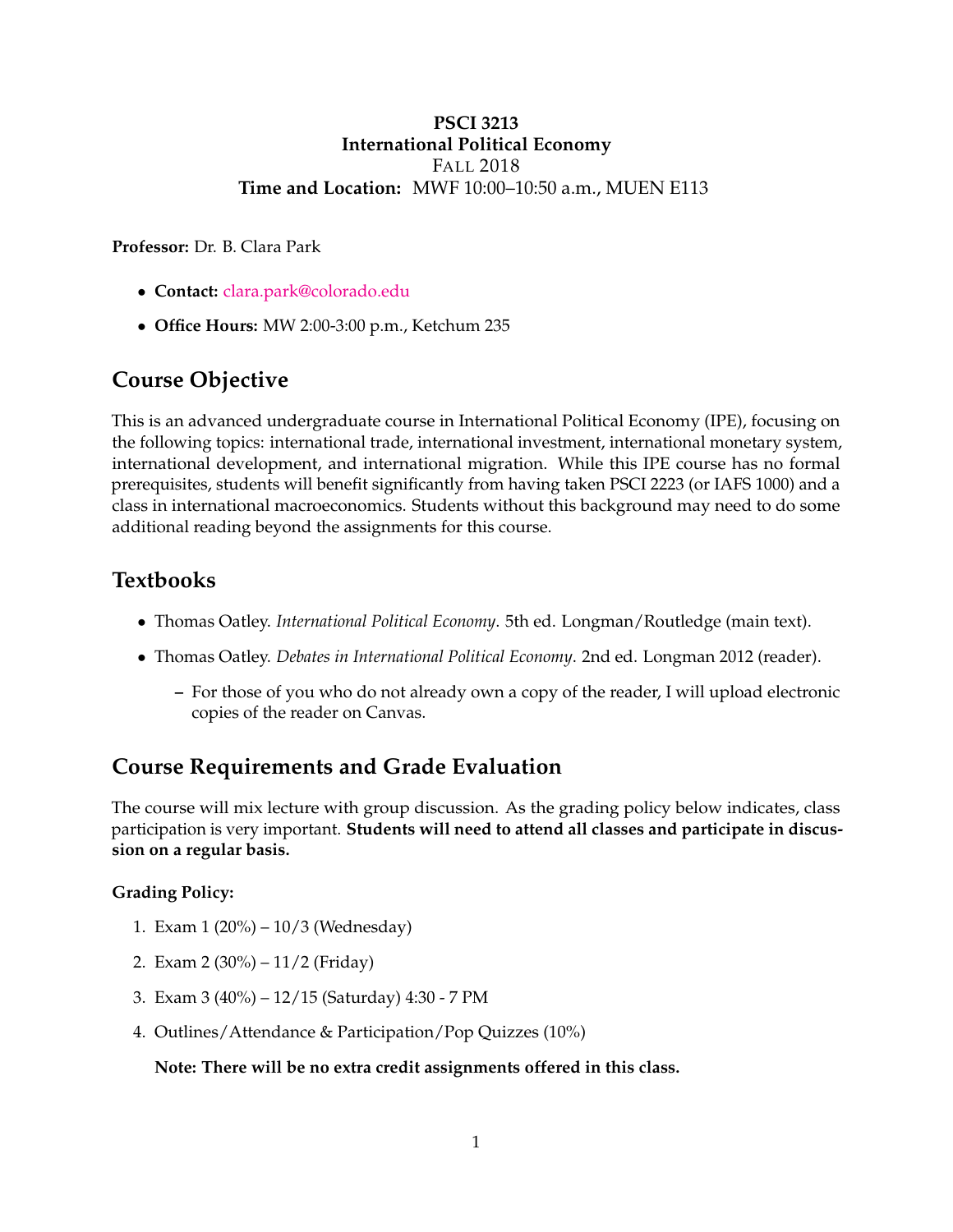**PSCI 3213**
**International Political Economy**
FALL 2018
**Time and Location:** MWF 10:00–10:50 a.m., MUEN E113

**Professor:** Dr. B. Clara Park

- **Contact:** clara.park@colorado.edu
- **Office Hours:** MW 2:00-3:00 p.m., Ketchum 235

## Course Objective

This is an advanced undergraduate course in International Political Economy (IPE), focusing on the following topics: international trade, international investment, international monetary system, international development, and international migration. While this IPE course has no formal prerequisites, students will benefit significantly from having taken PSCI 2223 (or IAFS 1000) and a class in international macroeconomics. Students without this background may need to do some additional reading beyond the assignments for this course.

## Textbooks

- Thomas Oatley. *International Political Economy*. 5th ed. Longman/Routledge (main text).
- Thomas Oatley. *Debates in International Political Economy*. 2nd ed. Longman 2012 (reader).
  - For those of you who do not already own a copy of the reader, I will upload electronic copies of the reader on Canvas.

## Course Requirements and Grade Evaluation

The course will mix lecture with group discussion. As the grading policy below indicates, class participation is very important. **Students will need to attend all classes and participate in discussion on a regular basis.**

**Grading Policy:**

1. Exam 1 (20%) – 10/3 (Wednesday)
2. Exam 2 (30%) – 11/2 (Friday)
3. Exam 3 (40%) – 12/15 (Saturday) 4:30 - 7 PM
4. Outlines/Attendance & Participation/Pop Quizzes (10%)

   **Note: There will be no extra credit assignments offered in this class.**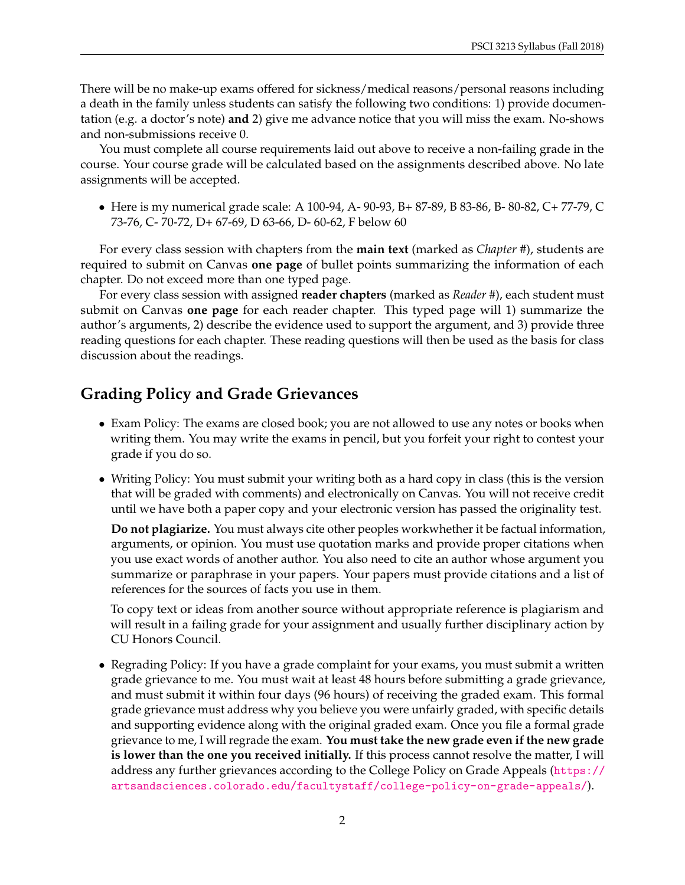There will be no make-up exams offered for sickness/medical reasons/personal reasons including a death in the family unless students can satisfy the following two conditions: 1) provide documentation (e.g. a doctor's note) **and** 2) give me advance notice that you will miss the exam. No-shows and non-submissions receive 0.

You must complete all course requirements laid out above to receive a non-failing grade in the course. Your course grade will be calculated based on the assignments described above. No late assignments will be accepted.

- Here is my numerical grade scale: A 100-94, A- 90-93, B+ 87-89, B 83-86, B- 80-82, C+ 77-79, C 73-76, C- 70-72, D+ 67-69, D 63-66, D- 60-62, F below 60

For every class session with chapters from the **main text** (marked as *Chapter #*), students are required to submit on Canvas **one page** of bullet points summarizing the information of each chapter. Do not exceed more than one typed page.

For every class session with assigned **reader chapters** (marked as *Reader #*), each student must submit on Canvas **one page** for each reader chapter. This typed page will 1) summarize the author's arguments, 2) describe the evidence used to support the argument, and 3) provide three reading questions for each chapter. These reading questions will then be used as the basis for class discussion about the readings.

## Grading Policy and Grade Grievances

- Exam Policy: The exams are closed book; you are not allowed to use any notes or books when writing them. You may write the exams in pencil, but you forfeit your right to contest your grade if you do so.

- Writing Policy: You must submit your writing both as a hard copy in class (this is the version that will be graded with comments) and electronically on Canvas. You will not receive credit until we have both a paper copy and your electronic version has passed the originality test.

  **Do not plagiarize.** You must always cite other peoples workwhether it be factual information, arguments, or opinion. You must use quotation marks and provide proper citations when you use exact words of another author. You also need to cite an author whose argument you summarize or paraphrase in your papers. Your papers must provide citations and a list of references for the sources of facts you use in them.

  To copy text or ideas from another source without appropriate reference is plagiarism and will result in a failing grade for your assignment and usually further disciplinary action by CU Honors Council.

- Regrading Policy: If you have a grade complaint for your exams, you must submit a written grade grievance to me. You must wait at least 48 hours before submitting a grade grievance, and must submit it within four days (96 hours) of receiving the graded exam. This formal grade grievance must address why you believe you were unfairly graded, with specific details and supporting evidence along with the original graded exam. Once you file a formal grade grievance to me, I will regrade the exam. **You must take the new grade even if the new grade is lower than the one you received initially.** If this process cannot resolve the matter, I will address any further grievances according to the College Policy on Grade Appeals (https://artsandsciences.colorado.edu/facultystaff/college-policy-on-grade-appeals/).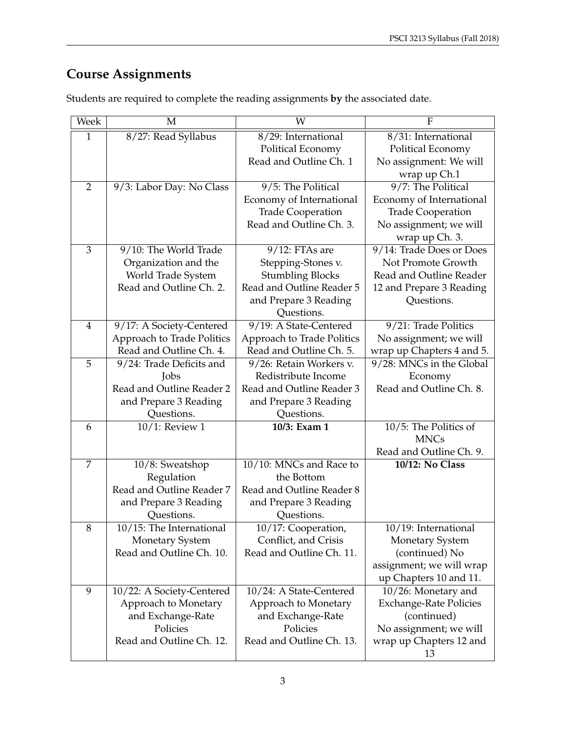## Course Assignments

Students are required to complete the reading assignments **by** the associated date.

| Week | M | W | F |
|---|---|---|---|
| 1 | 8/27: Read Syllabus | 8/29: International Political Economy Read and Outline Ch. 1 | 8/31: International Political Economy No assignment: We will wrap up Ch.1 |
| 2 | 9/3: Labor Day: No Class | 9/5: The Political Economy of International Trade Cooperation Read and Outline Ch. 3. | 9/7: The Political Economy of International Trade Cooperation No assignment; we will wrap up Ch. 3. |
| 3 | 9/10: The World Trade Organization and the World Trade System Read and Outline Ch. 2. | 9/12: FTAs are Stepping-Stones v. Stumbling Blocks Read and Outline Reader 5 and Prepare 3 Reading Questions. | 9/14: Trade Does or Does Not Promote Growth Read and Outline Reader 12 and Prepare 3 Reading Questions. |
| 4 | 9/17: A Society-Centered Approach to Trade Politics Read and Outline Ch. 4. | 9/19: A State-Centered Approach to Trade Politics Read and Outline Ch. 5. | 9/21: Trade Politics No assignment; we will wrap up Chapters 4 and 5. |
| 5 | 9/24: Trade Deficits and Jobs Read and Outline Reader 2 and Prepare 3 Reading Questions. | 9/26: Retain Workers v. Redistribute Income Read and Outline Reader 3 and Prepare 3 Reading Questions. | 9/28: MNCs in the Global Economy Read and Outline Ch. 8. |
| 6 | 10/1: Review 1 | **10/3: Exam 1** | 10/5: The Politics of MNCs Read and Outline Ch. 9. |
| 7 | 10/8: Sweatshop Regulation Read and Outline Reader 7 and Prepare 3 Reading Questions. | 10/10: MNCs and Race to the Bottom Read and Outline Reader 8 and Prepare 3 Reading Questions. | **10/12: No Class** |
| 8 | 10/15: The International Monetary System Read and Outline Ch. 10. | 10/17: Cooperation, Conflict, and Crisis Read and Outline Ch. 11. | 10/19: International Monetary System (continued) No assignment; we will wrap up Chapters 10 and 11. |
| 9 | 10/22: A Society-Centered Approach to Monetary and Exchange-Rate Policies Read and Outline Ch. 12. | 10/24: A State-Centered Approach to Monetary and Exchange-Rate Policies Read and Outline Ch. 13. | 10/26: Monetary and Exchange-Rate Policies (continued) No assignment; we will wrap up Chapters 12 and 13 |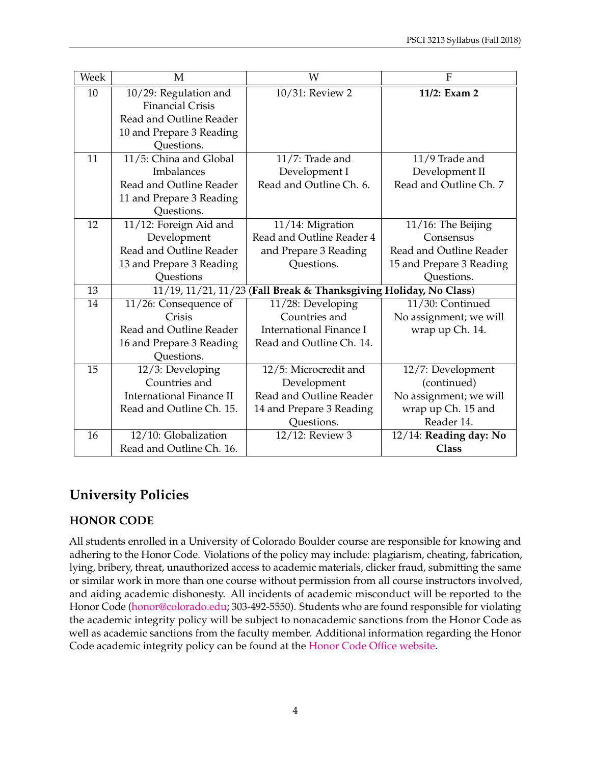| Week | M | W | F |
|---|---|---|---|
| 10 | 10/29: Regulation and Financial Crisis Read and Outline Reader 10 and Prepare 3 Reading Questions. | 10/31: Review 2 | **11/2: Exam 2** |
| 11 | 11/5: China and Global Imbalances Read and Outline Reader 11 and Prepare 3 Reading Questions. | 11/7: Trade and Development I Read and Outline Ch. 6. | 11/9 Trade and Development II Read and Outline Ch. 7 |
| 12 | 11/12: Foreign Aid and Development Read and Outline Reader 13 and Prepare 3 Reading Questions | 11/14: Migration Read and Outline Reader 4 and Prepare 3 Reading Questions. | 11/16: The Beijing Consensus Read and Outline Reader 15 and Prepare 3 Reading Questions. |
| 13 | 11/19, 11/21, 11/23 (**Fall Break & Thanksgiving Holiday, No Class**) | | |
| 14 | 11/26: Consequence of Crisis Read and Outline Reader 16 and Prepare 3 Reading Questions. | 11/28: Developing Countries and International Finance I Read and Outline Ch. 14. | 11/30: Continued No assignment; we will wrap up Ch. 14. |
| 15 | 12/3: Developing Countries and International Finance II Read and Outline Ch. 15. | 12/5: Microcredit and Development Read and Outline Reader 14 and Prepare 3 Reading Questions. | 12/7: Development (continued) No assignment; we will wrap up Ch. 15 and Reader 14. |
| 16 | 12/10: Globalization Read and Outline Ch. 16. | 12/12: Review 3 | 12/14: **Reading day: No Class** |

## University Policies

### HONOR CODE

All students enrolled in a University of Colorado Boulder course are responsible for knowing and adhering to the Honor Code. Violations of the policy may include: plagiarism, cheating, fabrication, lying, bribery, threat, unauthorized access to academic materials, clicker fraud, submitting the same or similar work in more than one course without permission from all course instructors involved, and aiding academic dishonesty. All incidents of academic misconduct will be reported to the Honor Code (honor@colorado.edu; 303-492-5550). Students who are found responsible for violating the academic integrity policy will be subject to nonacademic sanctions from the Honor Code as well as academic sanctions from the faculty member. Additional information regarding the Honor Code academic integrity policy can be found at the Honor Code Office website.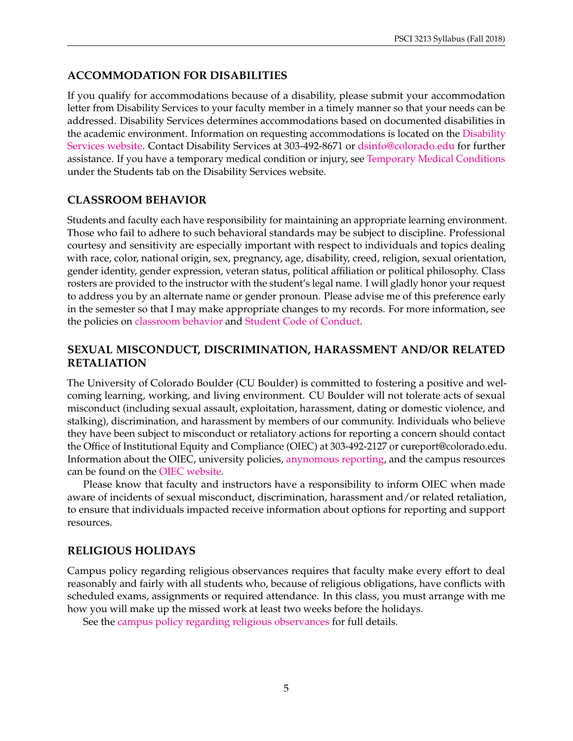## ACCOMMODATION FOR DISABILITIES

If you qualify for accommodations because of a disability, please submit your accommodation letter from Disability Services to your faculty member in a timely manner so that your needs can be addressed. Disability Services determines accommodations based on documented disabilities in the academic environment. Information on requesting accommodations is located on the Disability Services website. Contact Disability Services at 303-492-8671 or dsinfo@colorado.edu for further assistance. If you have a temporary medical condition or injury, see Temporary Medical Conditions under the Students tab on the Disability Services website.

## CLASSROOM BEHAVIOR

Students and faculty each have responsibility for maintaining an appropriate learning environment. Those who fail to adhere to such behavioral standards may be subject to discipline. Professional courtesy and sensitivity are especially important with respect to individuals and topics dealing with race, color, national origin, sex, pregnancy, age, disability, creed, religion, sexual orientation, gender identity, gender expression, veteran status, political affiliation or political philosophy. Class rosters are provided to the instructor with the student's legal name. I will gladly honor your request to address you by an alternate name or gender pronoun. Please advise me of this preference early in the semester so that I may make appropriate changes to my records. For more information, see the policies on classroom behavior and Student Code of Conduct.

## SEXUAL MISCONDUCT, DISCRIMINATION, HARASSMENT AND/OR RELATED RETALIATION

The University of Colorado Boulder (CU Boulder) is committed to fostering a positive and welcoming learning, working, and living environment. CU Boulder will not tolerate acts of sexual misconduct (including sexual assault, exploitation, harassment, dating or domestic violence, and stalking), discrimination, and harassment by members of our community. Individuals who believe they have been subject to misconduct or retaliatory actions for reporting a concern should contact the Office of Institutional Equity and Compliance (OIEC) at 303-492-2127 or cureport@colorado.edu. Information about the OIEC, university policies, anynomous reporting, and the campus resources can be found on the OIEC website.

Please know that faculty and instructors have a responsibility to inform OIEC when made aware of incidents of sexual misconduct, discrimination, harassment and/or related retaliation, to ensure that individuals impacted receive information about options for reporting and support resources.

## RELIGIOUS HOLIDAYS

Campus policy regarding religious observances requires that faculty make every effort to deal reasonably and fairly with all students who, because of religious obligations, have conflicts with scheduled exams, assignments or required attendance. In this class, you must arrange with me how you will make up the missed work at least two weeks before the holidays.

See the campus policy regarding religious observances for full details.